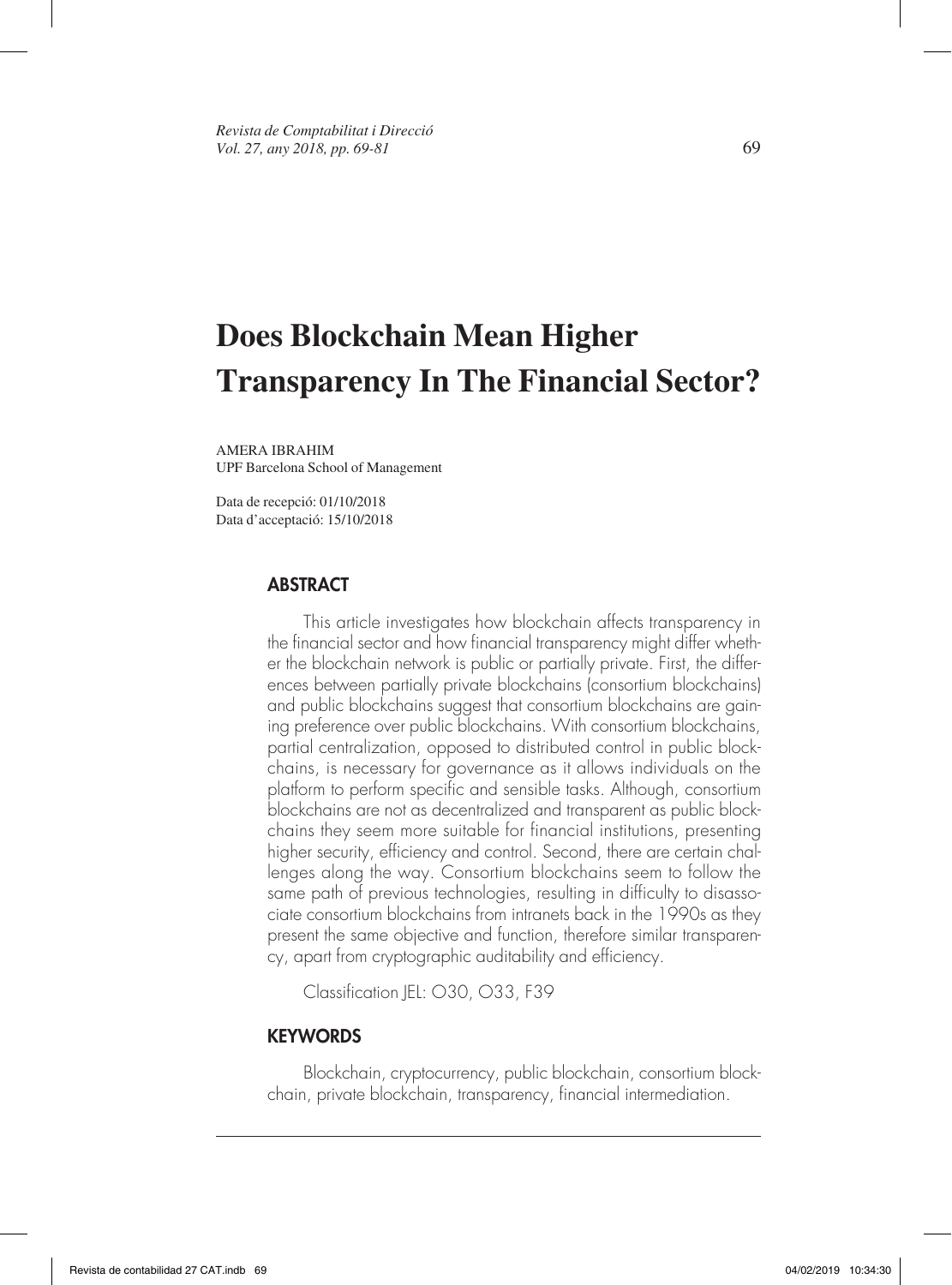# Does Blockchain Mean Higher Transparency In The Financial Sector?

AMERA IBRAHIM
UPF Barcelona School of Management

Data de recepció: 01/10/2018
Data d'acceptació: 15/10/2018

## ABSTRACT

This article investigates how blockchain affects transparency in the financial sector and how financial transparency might differ whether the blockchain network is public or partially private. First, the differences between partially private blockchains (consortium blockchains) and public blockchains suggest that consortium blockchains are gaining preference over public blockchains. With consortium blockchains, partial centralization, opposed to distributed control in public blockchains, is necessary for governance as it allows individuals on the platform to perform specific and sensible tasks. Although, consortium blockchains are not as decentralized and transparent as public blockchains they seem more suitable for financial institutions, presenting higher security, efficiency and control. Second, there are certain challenges along the way. Consortium blockchains seem to follow the same path of previous technologies, resulting in difficulty to disassociate consortium blockchains from intranets back in the 1990s as they present the same objective and function, therefore similar transparency, apart from cryptographic auditability and efficiency.

Classification JEL: O30, O33, F39

## KEYWORDS

Blockchain, cryptocurrency, public blockchain, consortium blockchain, private blockchain, transparency, financial intermediation.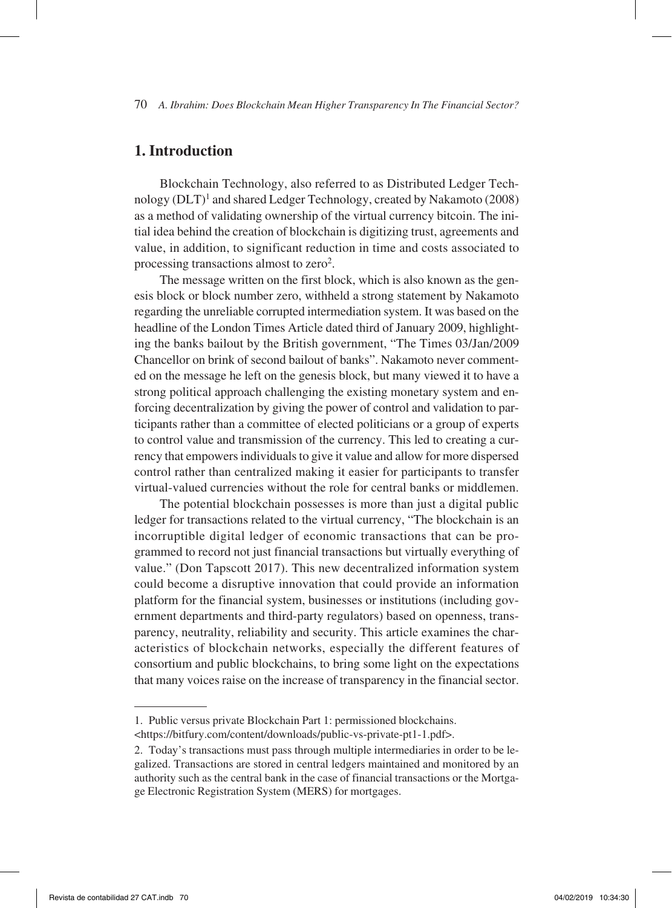## 1. Introduction

Blockchain Technology, also referred to as Distributed Ledger Technology (DLT)[1] and shared Ledger Technology, created by Nakamoto (2008) as a method of validating ownership of the virtual currency bitcoin. The initial idea behind the creation of blockchain is digitizing trust, agreements and value, in addition, to significant reduction in time and costs associated to processing transactions almost to zero[2].

The message written on the first block, which is also known as the genesis block or block number zero, withheld a strong statement by Nakamoto regarding the unreliable corrupted intermediation system. It was based on the headline of the London Times Article dated third of January 2009, highlighting the banks bailout by the British government, "The Times 03/Jan/2009 Chancellor on brink of second bailout of banks". Nakamoto never commented on the message he left on the genesis block, but many viewed it to have a strong political approach challenging the existing monetary system and enforcing decentralization by giving the power of control and validation to participants rather than a committee of elected politicians or a group of experts to control value and transmission of the currency. This led to creating a currency that empowers individuals to give it value and allow for more dispersed control rather than centralized making it easier for participants to transfer virtual-valued currencies without the role for central banks or middlemen.

The potential blockchain possesses is more than just a digital public ledger for transactions related to the virtual currency, "The blockchain is an incorruptible digital ledger of economic transactions that can be programmed to record not just financial transactions but virtually everything of value." (Don Tapscott 2017). This new decentralized information system could become a disruptive innovation that could provide an information platform for the financial system, businesses or institutions (including government departments and third-party regulators) based on openness, transparency, neutrality, reliability and security. This article examines the characteristics of blockchain networks, especially the different features of consortium and public blockchains, to bring some light on the expectations that many voices raise on the increase of transparency in the financial sector.

---

1. Public versus private Blockchain Part 1: permissioned blockchains. <https://bitfury.com/content/downloads/public-vs-private-pt1-1.pdf>.

2. Today's transactions must pass through multiple intermediaries in order to be legalized. Transactions are stored in central ledgers maintained and monitored by an authority such as the central bank in the case of financial transactions or the Mortgage Electronic Registration System (MERS) for mortgages.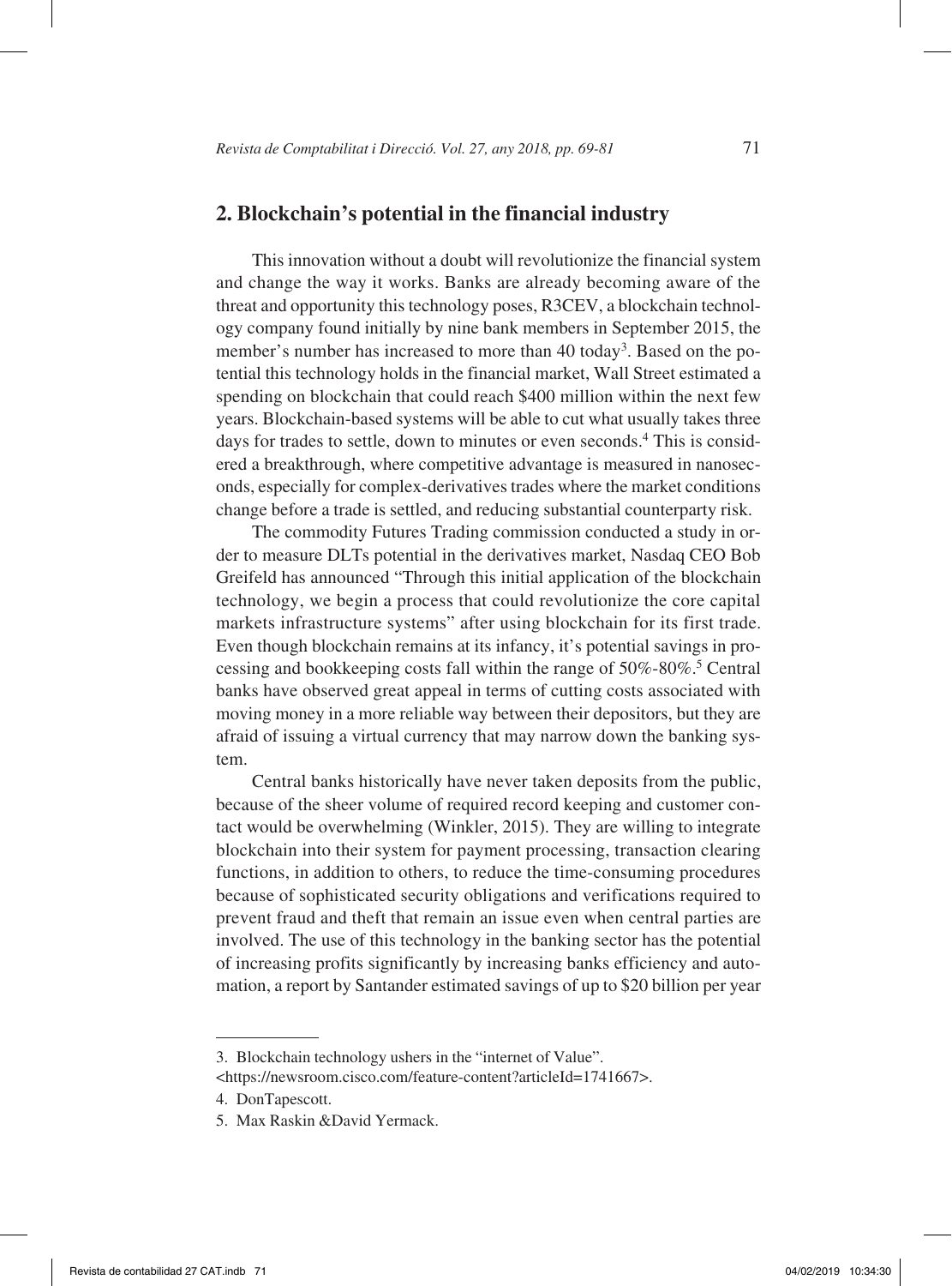## 2. Blockchain's potential in the financial industry

This innovation without a doubt will revolutionize the financial system and change the way it works. Banks are already becoming aware of the threat and opportunity this technology poses, R3CEV, a blockchain technology company found initially by nine bank members in September 2015, the member's number has increased to more than 40 today[3]. Based on the potential this technology holds in the financial market, Wall Street estimated a spending on blockchain that could reach $400 million within the next few years. Blockchain-based systems will be able to cut what usually takes three days for trades to settle, down to minutes or even seconds.[4] This is considered a breakthrough, where competitive advantage is measured in nanoseconds, especially for complex-derivatives trades where the market conditions change before a trade is settled, and reducing substantial counterparty risk.

The commodity Futures Trading commission conducted a study in order to measure DLTs potential in the derivatives market, Nasdaq CEO Bob Greifeld has announced "Through this initial application of the blockchain technology, we begin a process that could revolutionize the core capital markets infrastructure systems" after using blockchain for its first trade. Even though blockchain remains at its infancy, it's potential savings in processing and bookkeeping costs fall within the range of 50%-80%.[5] Central banks have observed great appeal in terms of cutting costs associated with moving money in a more reliable way between their depositors, but they are afraid of issuing a virtual currency that may narrow down the banking system.

Central banks historically have never taken deposits from the public, because of the sheer volume of required record keeping and customer contact would be overwhelming (Winkler, 2015). They are willing to integrate blockchain into their system for payment processing, transaction clearing functions, in addition to others, to reduce the time-consuming procedures because of sophisticated security obligations and verifications required to prevent fraud and theft that remain an issue even when central parties are involved. The use of this technology in the banking sector has the potential of increasing profits significantly by increasing banks efficiency and automation, a report by Santander estimated savings of up to $20 billion per year

---

3. Blockchain technology ushers in the "internet of Value". <https://newsroom.cisco.com/feature-content?articleId=1741667>.

4. DonTapescott.

5. Max Raskin &David Yermack.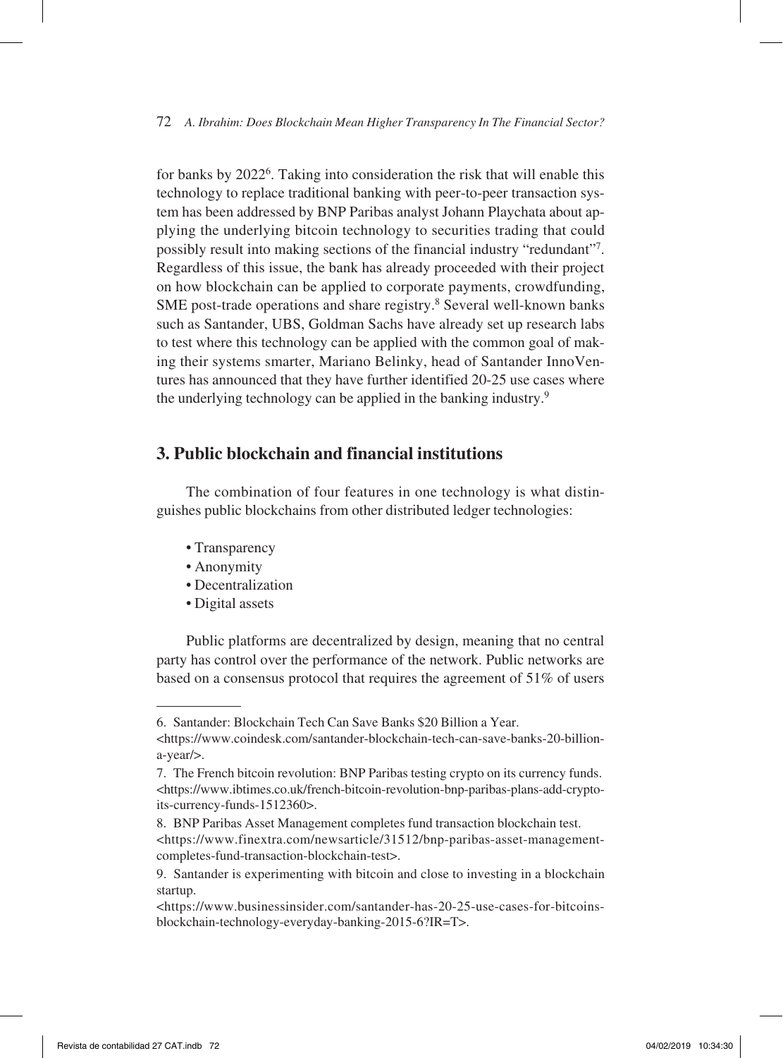for banks by 2022[6]. Taking into consideration the risk that will enable this technology to replace traditional banking with peer-to-peer transaction system has been addressed by BNP Paribas analyst Johann Playchata about applying the underlying bitcoin technology to securities trading that could possibly result into making sections of the financial industry "redundant"[7]. Regardless of this issue, the bank has already proceeded with their project on how blockchain can be applied to corporate payments, crowdfunding, SME post-trade operations and share registry.[8] Several well-known banks such as Santander, UBS, Goldman Sachs have already set up research labs to test where this technology can be applied with the common goal of making their systems smarter, Mariano Belinky, head of Santander InnoVentures has announced that they have further identified 20-25 use cases where the underlying technology can be applied in the banking industry.[9]

## 3. Public blockchain and financial institutions

The combination of four features in one technology is what distinguishes public blockchains from other distributed ledger technologies:

- Transparency
- Anonymity
- Decentralization
- Digital assets

Public platforms are decentralized by design, meaning that no central party has control over the performance of the network. Public networks are based on a consensus protocol that requires the agreement of 51% of users

---

6. Santander: Blockchain Tech Can Save Banks $20 Billion a Year. <https://www.coindesk.com/santander-blockchain-tech-can-save-banks-20-billion-a-year/>.

7. The French bitcoin revolution: BNP Paribas testing crypto on its currency funds. <https://www.ibtimes.co.uk/french-bitcoin-revolution-bnp-paribas-plans-add-crypto-its-currency-funds-1512360>.

8. BNP Paribas Asset Management completes fund transaction blockchain test. <https://www.finextra.com/newsarticle/31512/bnp-paribas-asset-management-completes-fund-transaction-blockchain-test>.

9. Santander is experimenting with bitcoin and close to investing in a blockchain startup. <https://www.businessinsider.com/santander-has-20-25-use-cases-for-bitcoins-blockchain-technology-everyday-banking-2015-6?IR=T>.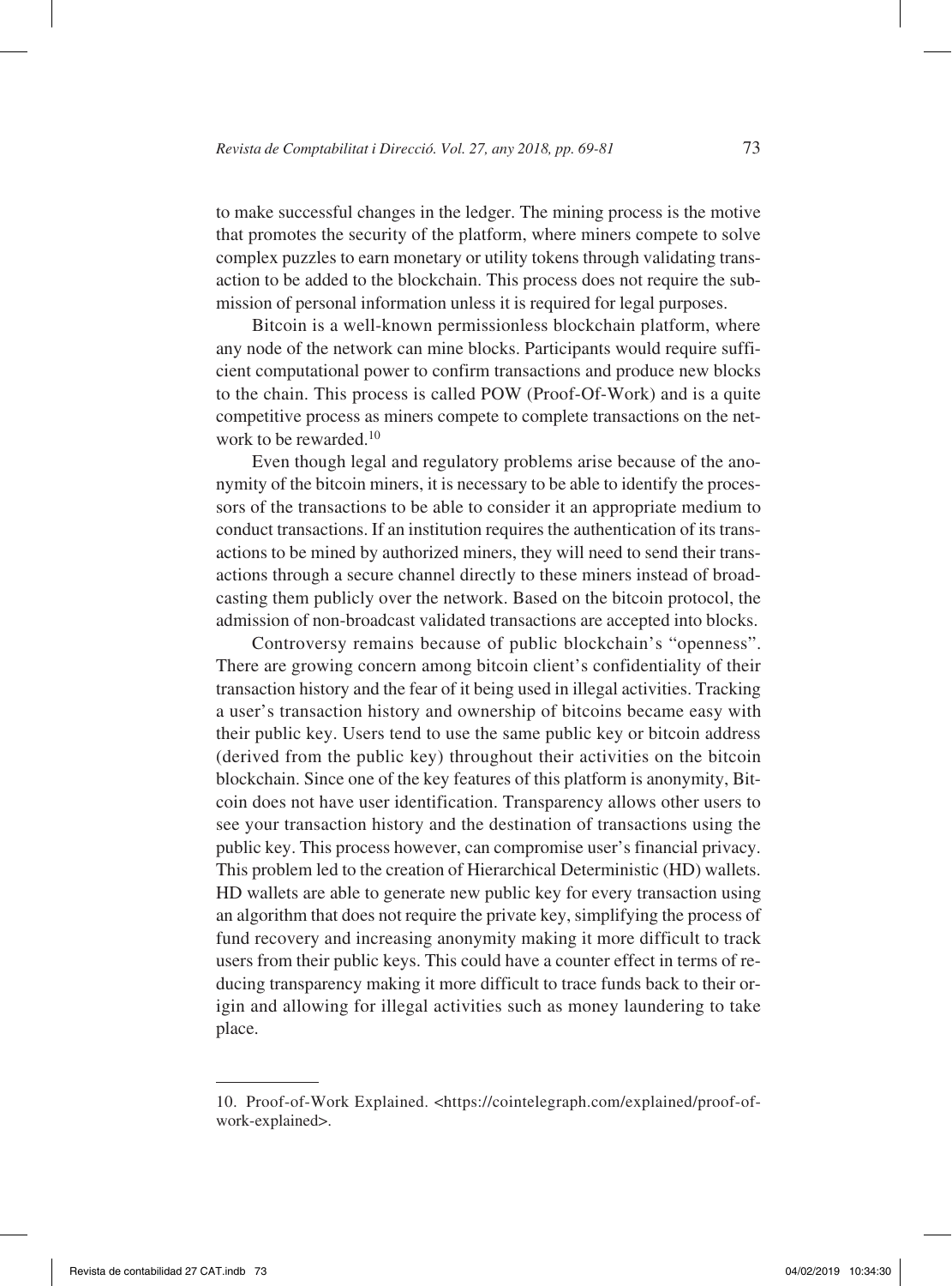to make successful changes in the ledger. The mining process is the motive that promotes the security of the platform, where miners compete to solve complex puzzles to earn monetary or utility tokens through validating transaction to be added to the blockchain. This process does not require the submission of personal information unless it is required for legal purposes.

Bitcoin is a well-known permissionless blockchain platform, where any node of the network can mine blocks. Participants would require sufficient computational power to confirm transactions and produce new blocks to the chain. This process is called POW (Proof-Of-Work) and is a quite competitive process as miners compete to complete transactions on the network to be rewarded.[10]

Even though legal and regulatory problems arise because of the anonymity of the bitcoin miners, it is necessary to be able to identify the processors of the transactions to be able to consider it an appropriate medium to conduct transactions. If an institution requires the authentication of its transactions to be mined by authorized miners, they will need to send their transactions through a secure channel directly to these miners instead of broadcasting them publicly over the network. Based on the bitcoin protocol, the admission of non-broadcast validated transactions are accepted into blocks.

Controversy remains because of public blockchain's "openness". There are growing concern among bitcoin client's confidentiality of their transaction history and the fear of it being used in illegal activities. Tracking a user's transaction history and ownership of bitcoins became easy with their public key. Users tend to use the same public key or bitcoin address (derived from the public key) throughout their activities on the bitcoin blockchain. Since one of the key features of this platform is anonymity, Bitcoin does not have user identification. Transparency allows other users to see your transaction history and the destination of transactions using the public key. This process however, can compromise user's financial privacy. This problem led to the creation of Hierarchical Deterministic (HD) wallets. HD wallets are able to generate new public key for every transaction using an algorithm that does not require the private key, simplifying the process of fund recovery and increasing anonymity making it more difficult to track users from their public keys. This could have a counter effect in terms of reducing transparency making it more difficult to trace funds back to their origin and allowing for illegal activities such as money laundering to take place.

---

10. Proof-of-Work Explained. <https://cointelegraph.com/explained/proof-of-work-explained>.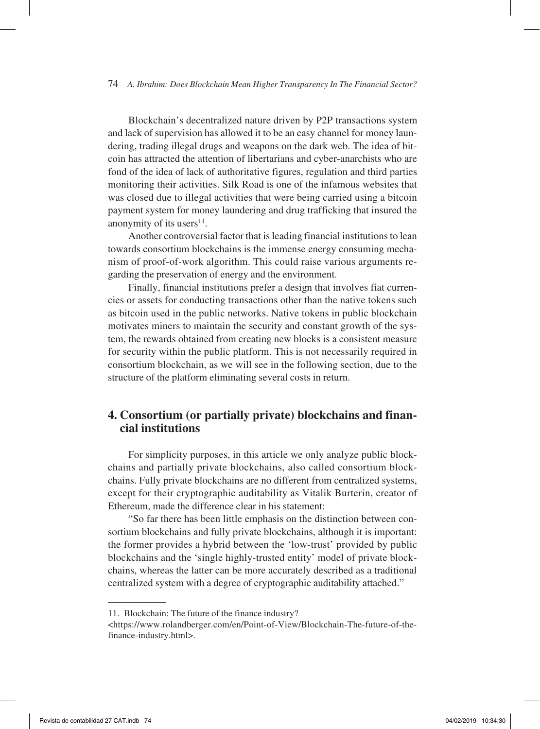Blockchain's decentralized nature driven by P2P transactions system and lack of supervision has allowed it to be an easy channel for money laundering, trading illegal drugs and weapons on the dark web. The idea of bitcoin has attracted the attention of libertarians and cyber-anarchists who are fond of the idea of lack of authoritative figures, regulation and third parties monitoring their activities. Silk Road is one of the infamous websites that was closed due to illegal activities that were being carried using a bitcoin payment system for money laundering and drug trafficking that insured the anonymity of its users[11].

Another controversial factor that is leading financial institutions to lean towards consortium blockchains is the immense energy consuming mechanism of proof-of-work algorithm. This could raise various arguments regarding the preservation of energy and the environment.

Finally, financial institutions prefer a design that involves fiat currencies or assets for conducting transactions other than the native tokens such as bitcoin used in the public networks. Native tokens in public blockchain motivates miners to maintain the security and constant growth of the system, the rewards obtained from creating new blocks is a consistent measure for security within the public platform. This is not necessarily required in consortium blockchain, as we will see in the following section, due to the structure of the platform eliminating several costs in return.

## 4. Consortium (or partially private) blockchains and financial institutions

For simplicity purposes, in this article we only analyze public blockchains and partially private blockchains, also called consortium blockchains. Fully private blockchains are no different from centralized systems, except for their cryptographic auditability as Vitalik Burterin, creator of Ethereum, made the difference clear in his statement:

"So far there has been little emphasis on the distinction between consortium blockchains and fully private blockchains, although it is important: the former provides a hybrid between the 'low-trust' provided by public blockchains and the 'single highly-trusted entity' model of private blockchains, whereas the latter can be more accurately described as a traditional centralized system with a degree of cryptographic auditability attached."

---

11. Blockchain: The future of the finance industry?
<https://www.rolandberger.com/en/Point-of-View/Blockchain-The-future-of-the-finance-industry.html>.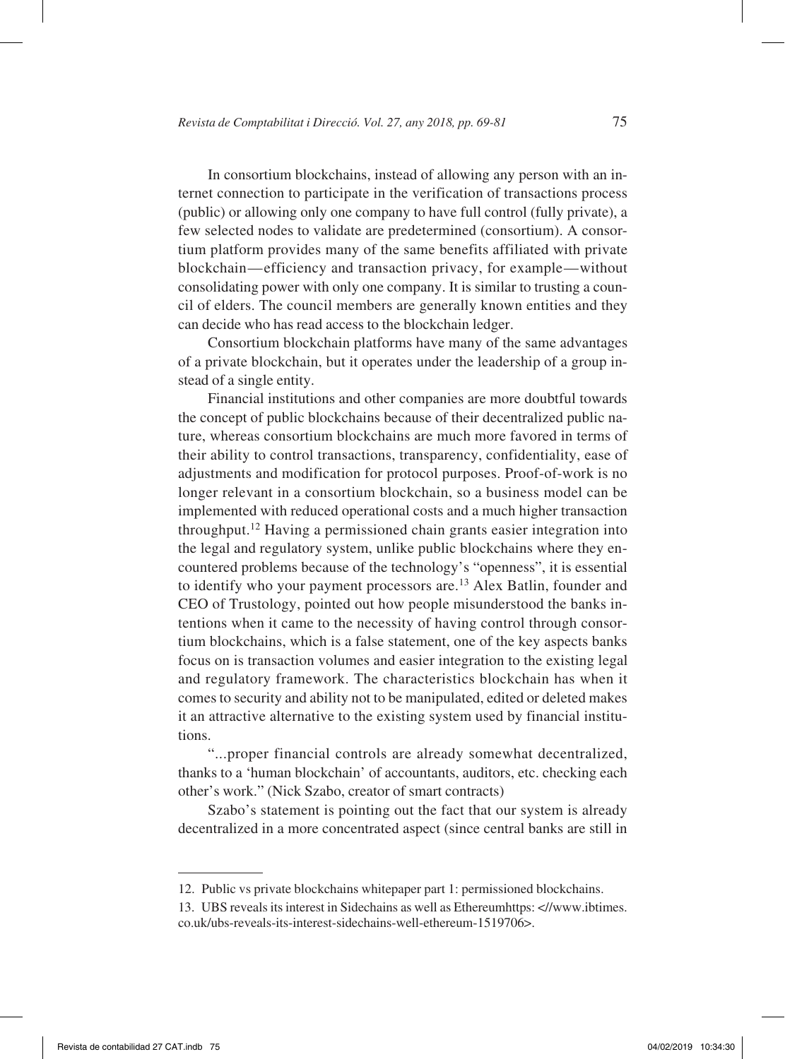In consortium blockchains, instead of allowing any person with an internet connection to participate in the verification of transactions process (public) or allowing only one company to have full control (fully private), a few selected nodes to validate are predetermined (consortium). A consortium platform provides many of the same benefits affiliated with private blockchain—efficiency and transaction privacy, for example—without consolidating power with only one company. It is similar to trusting a council of elders. The council members are generally known entities and they can decide who has read access to the blockchain ledger.

Consortium blockchain platforms have many of the same advantages of a private blockchain, but it operates under the leadership of a group instead of a single entity.

Financial institutions and other companies are more doubtful towards the concept of public blockchains because of their decentralized public nature, whereas consortium blockchains are much more favored in terms of their ability to control transactions, transparency, confidentiality, ease of adjustments and modification for protocol purposes. Proof-of-work is no longer relevant in a consortium blockchain, so a business model can be implemented with reduced operational costs and a much higher transaction throughput.[12] Having a permissioned chain grants easier integration into the legal and regulatory system, unlike public blockchains where they encountered problems because of the technology's "openness", it is essential to identify who your payment processors are.[13] Alex Batlin, founder and CEO of Trustology, pointed out how people misunderstood the banks intentions when it came to the necessity of having control through consortium blockchains, which is a false statement, one of the key aspects banks focus on is transaction volumes and easier integration to the existing legal and regulatory framework. The characteristics blockchain has when it comes to security and ability not to be manipulated, edited or deleted makes it an attractive alternative to the existing system used by financial institutions.

"...proper financial controls are already somewhat decentralized, thanks to a 'human blockchain' of accountants, auditors, etc. checking each other's work." (Nick Szabo, creator of smart contracts)

Szabo's statement is pointing out the fact that our system is already decentralized in a more concentrated aspect (since central banks are still in

---

12. Public vs private blockchains whitepaper part 1: permissioned blockchains.

13. UBS reveals its interest in Sidechains as well as Ethereumhttps: <//www.ibtimes.co.uk/ubs-reveals-its-interest-sidechains-well-ethereum-1519706>.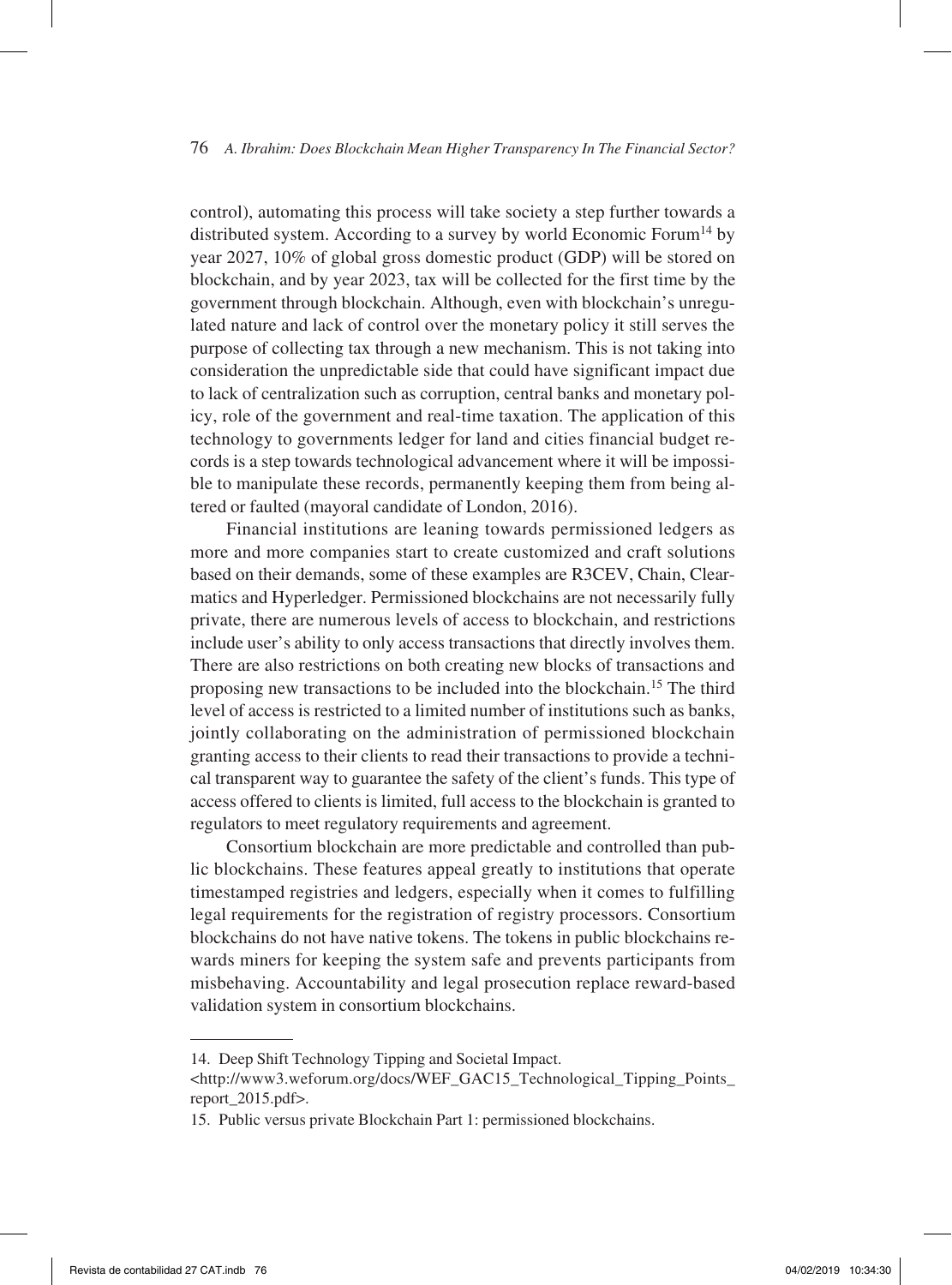control), automating this process will take society a step further towards a distributed system. According to a survey by world Economic Forum[14] by year 2027, 10% of global gross domestic product (GDP) will be stored on blockchain, and by year 2023, tax will be collected for the first time by the government through blockchain. Although, even with blockchain's unregulated nature and lack of control over the monetary policy it still serves the purpose of collecting tax through a new mechanism. This is not taking into consideration the unpredictable side that could have significant impact due to lack of centralization such as corruption, central banks and monetary policy, role of the government and real-time taxation. The application of this technology to governments ledger for land and cities financial budget records is a step towards technological advancement where it will be impossible to manipulate these records, permanently keeping them from being altered or faulted (mayoral candidate of London, 2016).

Financial institutions are leaning towards permissioned ledgers as more and more companies start to create customized and craft solutions based on their demands, some of these examples are R3CEV, Chain, Clearmatics and Hyperledger. Permissioned blockchains are not necessarily fully private, there are numerous levels of access to blockchain, and restrictions include user's ability to only access transactions that directly involves them. There are also restrictions on both creating new blocks of transactions and proposing new transactions to be included into the blockchain.[15] The third level of access is restricted to a limited number of institutions such as banks, jointly collaborating on the administration of permissioned blockchain granting access to their clients to read their transactions to provide a technical transparent way to guarantee the safety of the client's funds. This type of access offered to clients is limited, full access to the blockchain is granted to regulators to meet regulatory requirements and agreement.

Consortium blockchain are more predictable and controlled than public blockchains. These features appeal greatly to institutions that operate timestamped registries and ledgers, especially when it comes to fulfilling legal requirements for the registration of registry processors. Consortium blockchains do not have native tokens. The tokens in public blockchains rewards miners for keeping the system safe and prevents participants from misbehaving. Accountability and legal prosecution replace reward-based validation system in consortium blockchains.

---

14. Deep Shift Technology Tipping and Societal Impact. <http://www3.weforum.org/docs/WEF_GAC15_Technological_Tipping_Points_report_2015.pdf>.

15. Public versus private Blockchain Part 1: permissioned blockchains.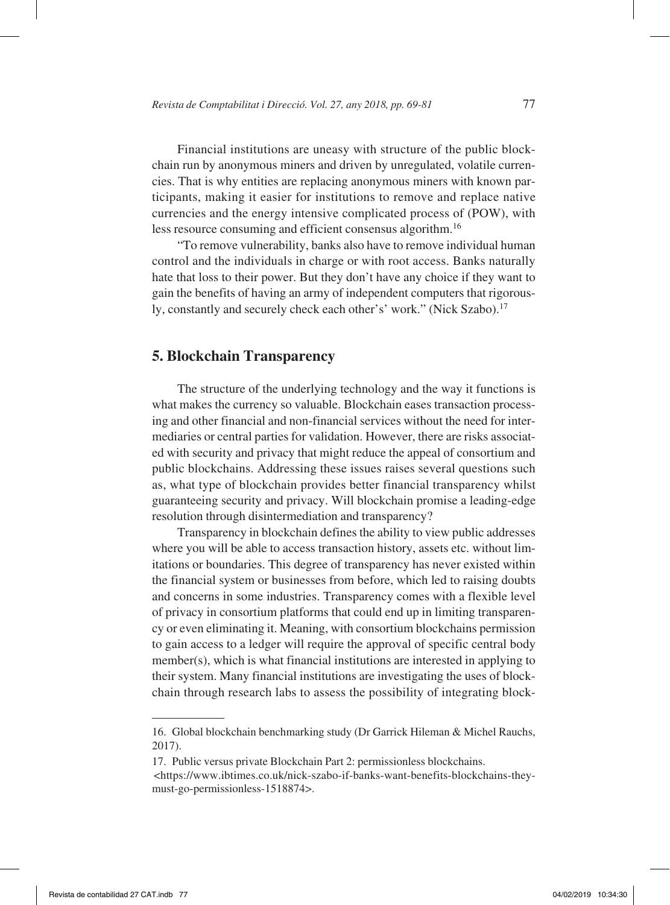Financial institutions are uneasy with structure of the public blockchain run by anonymous miners and driven by unregulated, volatile currencies. That is why entities are replacing anonymous miners with known participants, making it easier for institutions to remove and replace native currencies and the energy intensive complicated process of (POW), with less resource consuming and efficient consensus algorithm.[16]

"To remove vulnerability, banks also have to remove individual human control and the individuals in charge or with root access. Banks naturally hate that loss to their power. But they don't have any choice if they want to gain the benefits of having an army of independent computers that rigorously, constantly and securely check each other's' work." (Nick Szabo).[17]

## 5. Blockchain Transparency

The structure of the underlying technology and the way it functions is what makes the currency so valuable. Blockchain eases transaction processing and other financial and non-financial services without the need for intermediaries or central parties for validation. However, there are risks associated with security and privacy that might reduce the appeal of consortium and public blockchains. Addressing these issues raises several questions such as, what type of blockchain provides better financial transparency whilst guaranteeing security and privacy. Will blockchain promise a leading-edge resolution through disintermediation and transparency?

Transparency in blockchain defines the ability to view public addresses where you will be able to access transaction history, assets etc. without limitations or boundaries. This degree of transparency has never existed within the financial system or businesses from before, which led to raising doubts and concerns in some industries. Transparency comes with a flexible level of privacy in consortium platforms that could end up in limiting transparency or even eliminating it. Meaning, with consortium blockchains permission to gain access to a ledger will require the approval of specific central body member(s), which is what financial institutions are interested in applying to their system. Many financial institutions are investigating the uses of blockchain through research labs to assess the possibility of integrating block-

---

16. Global blockchain benchmarking study (Dr Garrick Hileman & Michel Rauchs, 2017).

17. Public versus private Blockchain Part 2: permissionless blockchains. <https://www.ibtimes.co.uk/nick-szabo-if-banks-want-benefits-blockchains-they-must-go-permissionless-1518874>.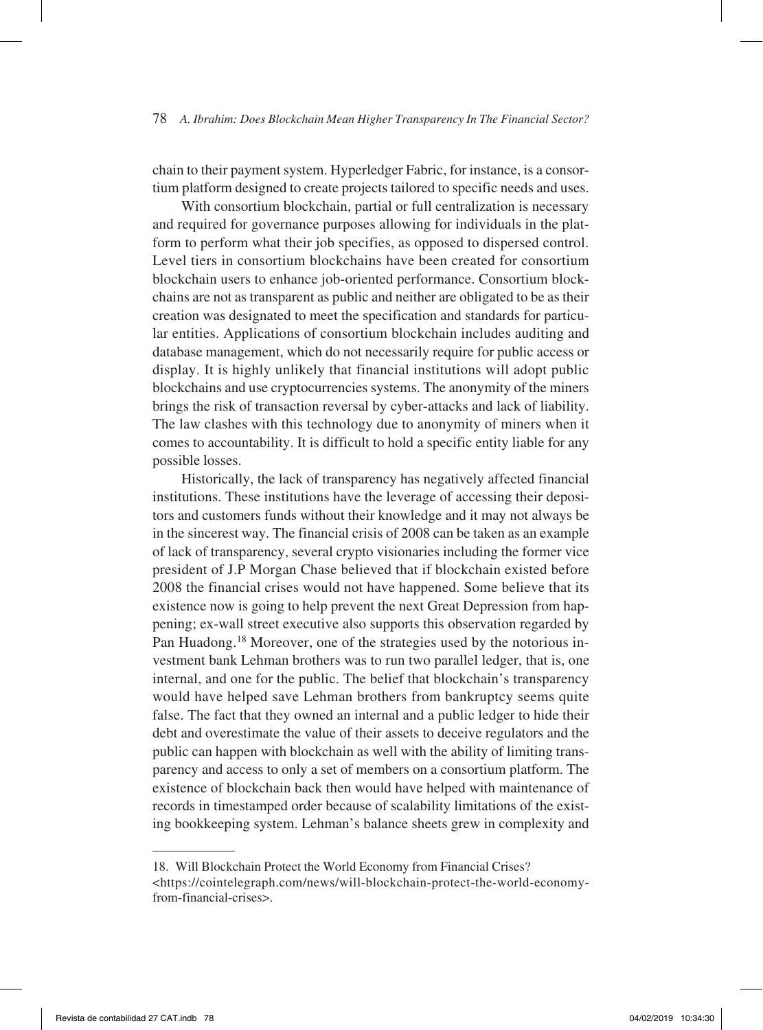chain to their payment system. Hyperledger Fabric, for instance, is a consortium platform designed to create projects tailored to specific needs and uses.

With consortium blockchain, partial or full centralization is necessary and required for governance purposes allowing for individuals in the platform to perform what their job specifies, as opposed to dispersed control. Level tiers in consortium blockchains have been created for consortium blockchain users to enhance job-oriented performance. Consortium blockchains are not as transparent as public and neither are obligated to be as their creation was designated to meet the specification and standards for particular entities. Applications of consortium blockchain includes auditing and database management, which do not necessarily require for public access or display. It is highly unlikely that financial institutions will adopt public blockchains and use cryptocurrencies systems. The anonymity of the miners brings the risk of transaction reversal by cyber-attacks and lack of liability. The law clashes with this technology due to anonymity of miners when it comes to accountability. It is difficult to hold a specific entity liable for any possible losses.

Historically, the lack of transparency has negatively affected financial institutions. These institutions have the leverage of accessing their depositors and customers funds without their knowledge and it may not always be in the sincerest way. The financial crisis of 2008 can be taken as an example of lack of transparency, several crypto visionaries including the former vice president of J.P Morgan Chase believed that if blockchain existed before 2008 the financial crises would not have happened. Some believe that its existence now is going to help prevent the next Great Depression from happening; ex-wall street executive also supports this observation regarded by Pan Huadong.[18] Moreover, one of the strategies used by the notorious investment bank Lehman brothers was to run two parallel ledger, that is, one internal, and one for the public. The belief that blockchain's transparency would have helped save Lehman brothers from bankruptcy seems quite false. The fact that they owned an internal and a public ledger to hide their debt and overestimate the value of their assets to deceive regulators and the public can happen with blockchain as well with the ability of limiting transparency and access to only a set of members on a consortium platform. The existence of blockchain back then would have helped with maintenance of records in timestamped order because of scalability limitations of the existing bookkeeping system. Lehman's balance sheets grew in complexity and

---

18. Will Blockchain Protect the World Economy from Financial Crises? <https://cointelegraph.com/news/will-blockchain-protect-the-world-economy-from-financial-crises>.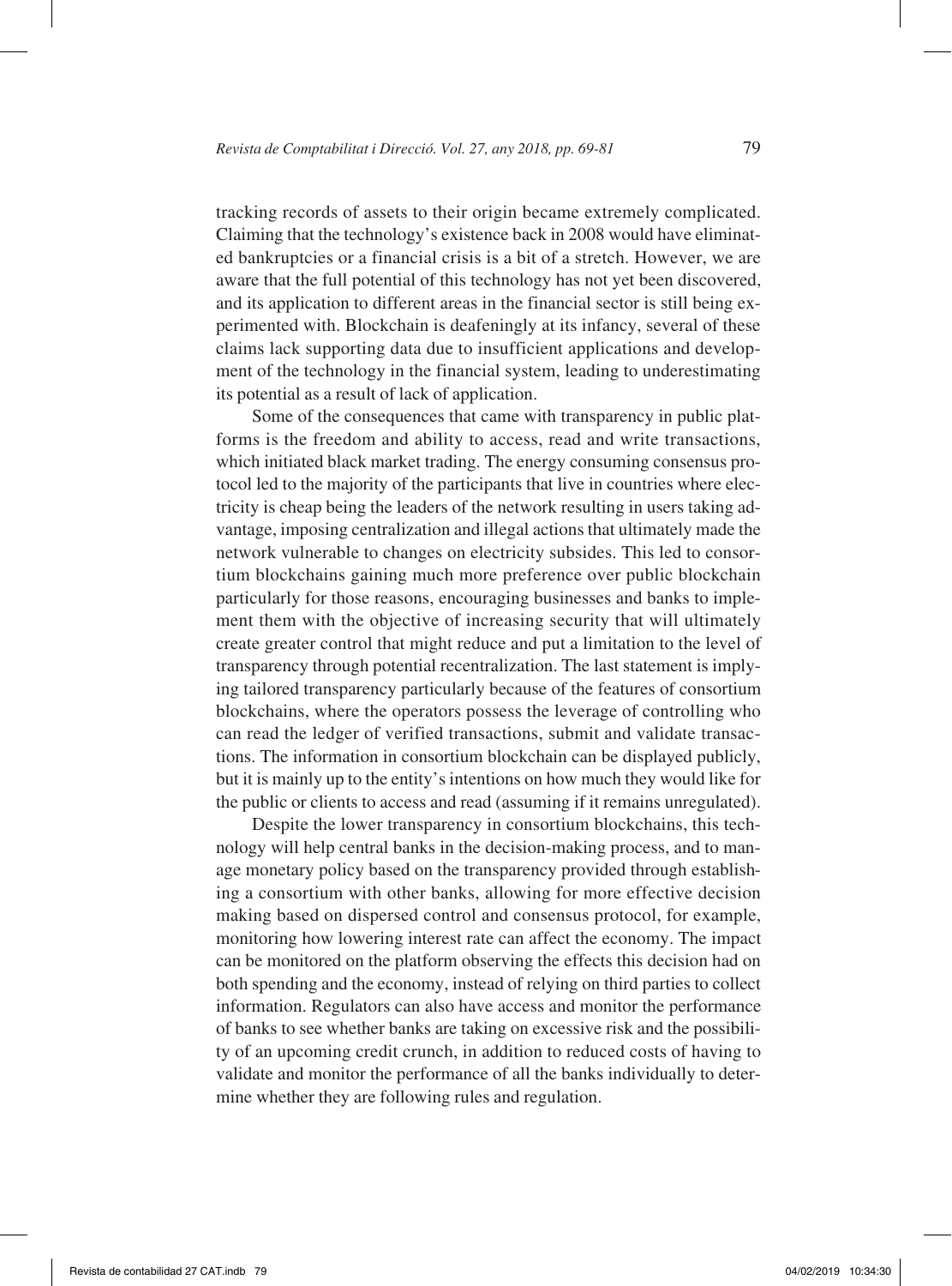tracking records of assets to their origin became extremely complicated. Claiming that the technology's existence back in 2008 would have eliminated bankruptcies or a financial crisis is a bit of a stretch. However, we are aware that the full potential of this technology has not yet been discovered, and its application to different areas in the financial sector is still being experimented with. Blockchain is deafeningly at its infancy, several of these claims lack supporting data due to insufficient applications and development of the technology in the financial system, leading to underestimating its potential as a result of lack of application.

Some of the consequences that came with transparency in public platforms is the freedom and ability to access, read and write transactions, which initiated black market trading. The energy consuming consensus protocol led to the majority of the participants that live in countries where electricity is cheap being the leaders of the network resulting in users taking advantage, imposing centralization and illegal actions that ultimately made the network vulnerable to changes on electricity subsides. This led to consortium blockchains gaining much more preference over public blockchain particularly for those reasons, encouraging businesses and banks to implement them with the objective of increasing security that will ultimately create greater control that might reduce and put a limitation to the level of transparency through potential recentralization. The last statement is implying tailored transparency particularly because of the features of consortium blockchains, where the operators possess the leverage of controlling who can read the ledger of verified transactions, submit and validate transactions. The information in consortium blockchain can be displayed publicly, but it is mainly up to the entity's intentions on how much they would like for the public or clients to access and read (assuming if it remains unregulated).

Despite the lower transparency in consortium blockchains, this technology will help central banks in the decision-making process, and to manage monetary policy based on the transparency provided through establishing a consortium with other banks, allowing for more effective decision making based on dispersed control and consensus protocol, for example, monitoring how lowering interest rate can affect the economy. The impact can be monitored on the platform observing the effects this decision had on both spending and the economy, instead of relying on third parties to collect information. Regulators can also have access and monitor the performance of banks to see whether banks are taking on excessive risk and the possibility of an upcoming credit crunch, in addition to reduced costs of having to validate and monitor the performance of all the banks individually to determine whether they are following rules and regulation.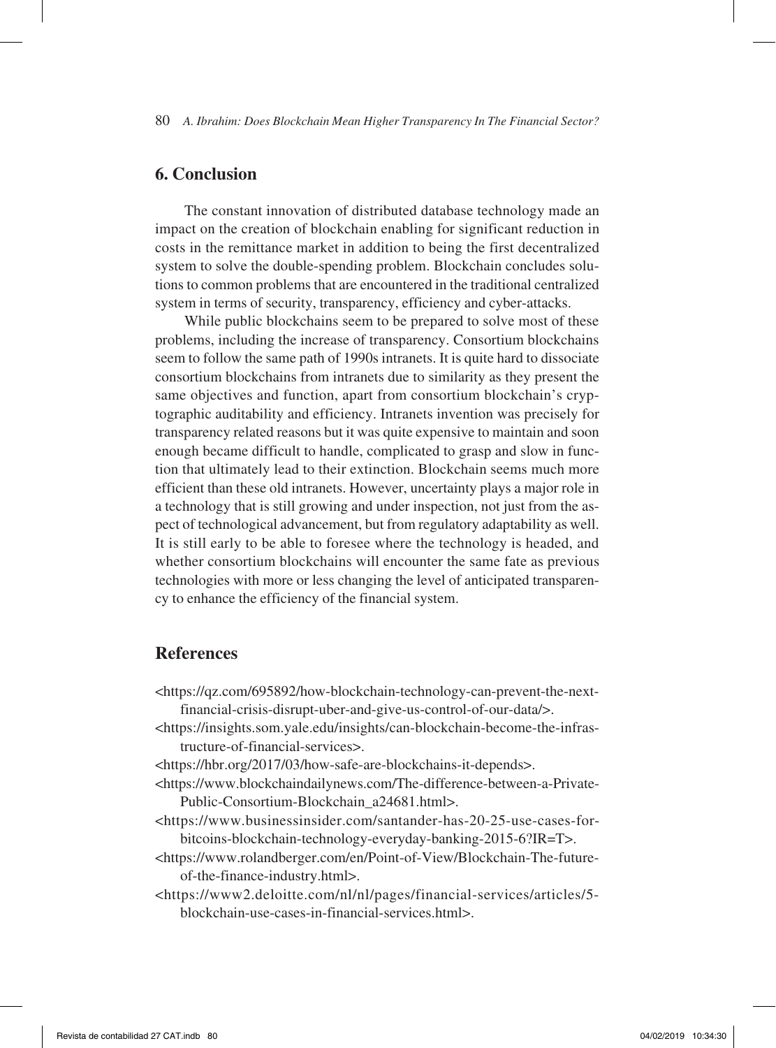## 6. Conclusion

The constant innovation of distributed database technology made an impact on the creation of blockchain enabling for significant reduction in costs in the remittance market in addition to being the first decentralized system to solve the double-spending problem. Blockchain concludes solutions to common problems that are encountered in the traditional centralized system in terms of security, transparency, efficiency and cyber-attacks.

While public blockchains seem to be prepared to solve most of these problems, including the increase of transparency. Consortium blockchains seem to follow the same path of 1990s intranets. It is quite hard to dissociate consortium blockchains from intranets due to similarity as they present the same objectives and function, apart from consortium blockchain's cryptographic auditability and efficiency. Intranets invention was precisely for transparency related reasons but it was quite expensive to maintain and soon enough became difficult to handle, complicated to grasp and slow in function that ultimately lead to their extinction. Blockchain seems much more efficient than these old intranets. However, uncertainty plays a major role in a technology that is still growing and under inspection, not just from the aspect of technological advancement, but from regulatory adaptability as well. It is still early to be able to foresee where the technology is headed, and whether consortium blockchains will encounter the same fate as previous technologies with more or less changing the level of anticipated transparency to enhance the efficiency of the financial system.

## References

<https://qz.com/695892/how-blockchain-technology-can-prevent-the-next-financial-crisis-disrupt-uber-and-give-us-control-of-our-data/>.

<https://insights.som.yale.edu/insights/can-blockchain-become-the-infrastructure-of-financial-services>.

<https://hbr.org/2017/03/how-safe-are-blockchains-it-depends>.

<https://www.blockchaindailynews.com/The-difference-between-a-Private-Public-Consortium-Blockchain_a24681.html>.

<https://www.businessinsider.com/santander-has-20-25-use-cases-for-bitcoins-blockchain-technology-everyday-banking-2015-6?IR=T>.

<https://www.rolandberger.com/en/Point-of-View/Blockchain-The-future-of-the-finance-industry.html>.

<https://www2.deloitte.com/nl/nl/pages/financial-services/articles/5-blockchain-use-cases-in-financial-services.html>.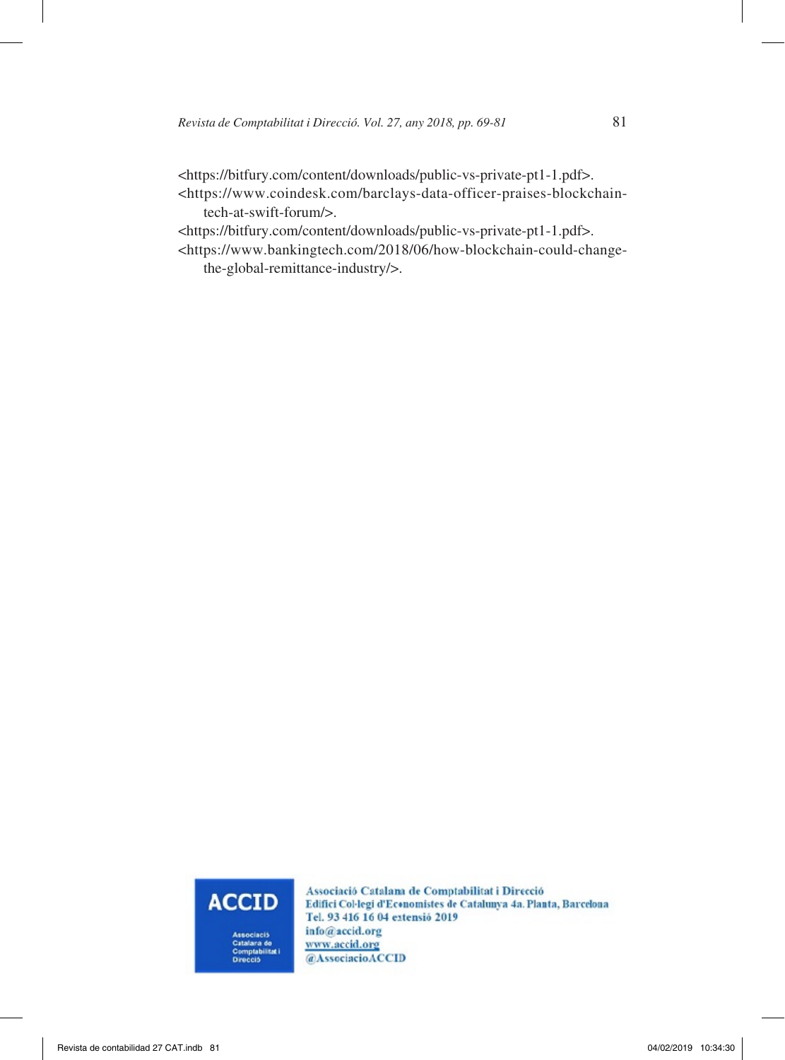<https://bitfury.com/content/downloads/public-vs-private-pt1-1.pdf>.

<https://www.coindesk.com/barclays-data-officer-praises-blockchain-tech-at-swift-forum/>.

<https://bitfury.com/content/downloads/public-vs-private-pt1-1.pdf>.

<https://www.bankingtech.com/2018/06/how-blockchain-could-change-the-global-remittance-industry/>.

ACCID

Associació Catalana de Comptabilitat i Direcció

Associació Catalana de Comptabilitat i Direcció
Edifici Col·legi d'Economistes de Catalunya 4a. Planta, Barcelona
Tel. 93 416 16 04 extensió 2019
info@accid.org
www.accid.org
@AssociacioACCID